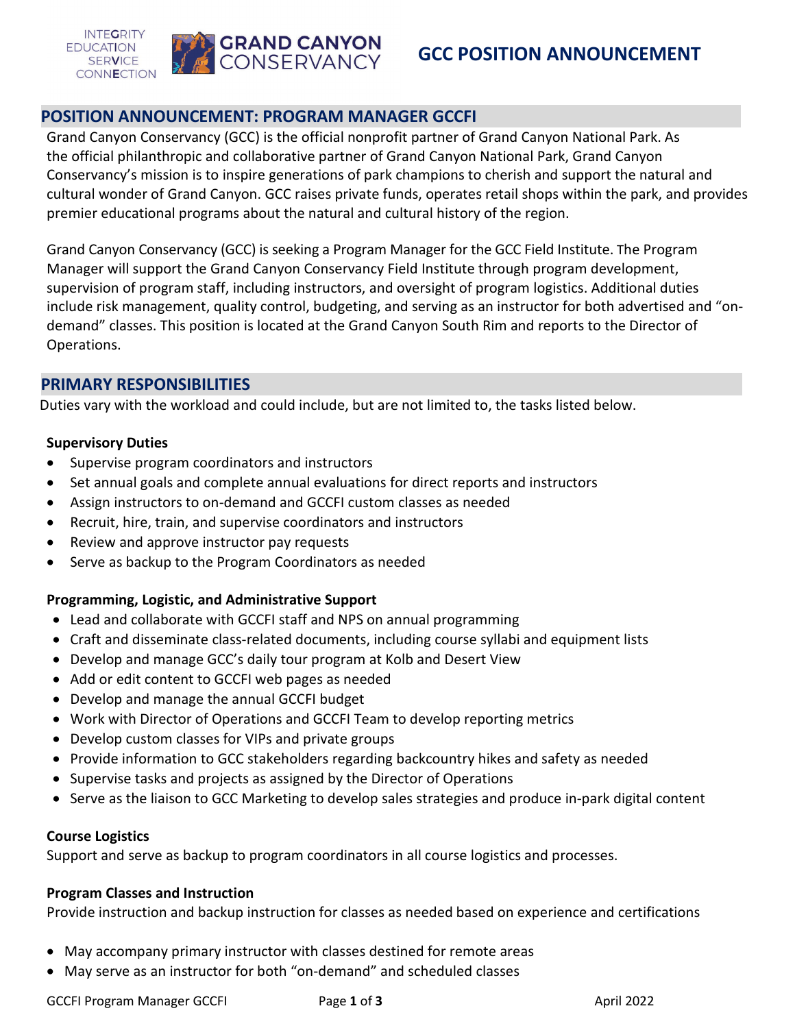INTEGRITY EDUCATION SERVICE CONNECTION

GRAND CANYON CONSERVANCY

# GCC POSITION ANNOUNCEMENT

## POSITION ANNOUNCEMENT: PROGRAM MANAGER GCCFI

Grand Canyon Conservancy (GCC) is the official nonprofit partner of Grand Canyon National Park. As the official philanthropic and collaborative partner of Grand Canyon National Park, Grand Canyon Conservancy's mission is to inspire generations of park champions to cherish and support the natural and cultural wonder of Grand Canyon. GCC raises private funds, operates retail shops within the park, and provides premier educational programs about the natural and cultural history of the region.

Grand Canyon Conservancy (GCC) is seeking a Program Manager for the GCC Field Institute. The Program Manager will support the Grand Canyon Conservancy Field Institute through program development, supervision of program staff, including instructors, and oversight of program logistics. Additional duties include risk management, quality control, budgeting, and serving as an instructor for both advertised and "on-demand" classes. This position is located at the Grand Canyon South Rim and reports to the Director of Operations.

## PRIMARY RESPONSIBILITIES

Duties vary with the workload and could include, but are not limited to, the tasks listed below.

**Supervisory Duties**

- Supervise program coordinators and instructors
- Set annual goals and complete annual evaluations for direct reports and instructors
- Assign instructors to on-demand and GCCFI custom classes as needed
- Recruit, hire, train, and supervise coordinators and instructors
- Review and approve instructor pay requests
- Serve as backup to the Program Coordinators as needed

**Programming, Logistic, and Administrative Support**

- Lead and collaborate with GCCFI staff and NPS on annual programming
- Craft and disseminate class-related documents, including course syllabi and equipment lists
- Develop and manage GCC's daily tour program at Kolb and Desert View
- Add or edit content to GCCFI web pages as needed
- Develop and manage the annual GCCFI budget
- Work with Director of Operations and GCCFI Team to develop reporting metrics
- Develop custom classes for VIPs and private groups
- Provide information to GCC stakeholders regarding backcountry hikes and safety as needed
- Supervise tasks and projects as assigned by the Director of Operations
- Serve as the liaison to GCC Marketing to develop sales strategies and produce in-park digital content

**Course Logistics**

Support and serve as backup to program coordinators in all course logistics and processes.

**Program Classes and Instruction**

Provide instruction and backup instruction for classes as needed based on experience and certifications

- May accompany primary instructor with classes destined for remote areas
- May serve as an instructor for both "on-demand" and scheduled classes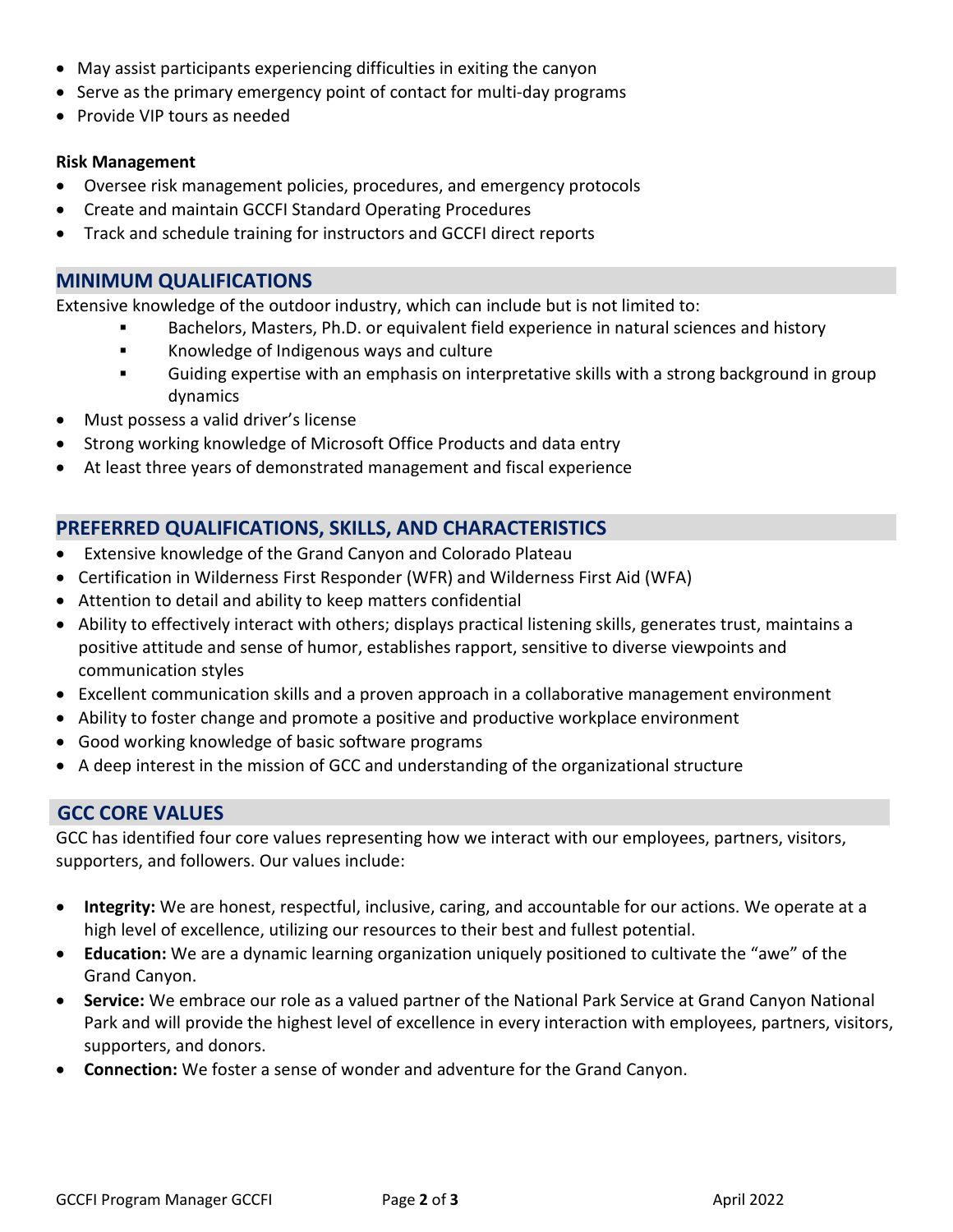- May assist participants experiencing difficulties in exiting the canyon
- Serve as the primary emergency point of contact for multi-day programs
- Provide VIP tours as needed

**Risk Management**

- Oversee risk management policies, procedures, and emergency protocols
- Create and maintain GCCFI Standard Operating Procedures
- Track and schedule training for instructors and GCCFI direct reports

## MINIMUM QUALIFICATIONS

Extensive knowledge of the outdoor industry, which can include but is not limited to:

  - Bachelors, Masters, Ph.D. or equivalent field experience in natural sciences and history
  - Knowledge of Indigenous ways and culture
  - Guiding expertise with an emphasis on interpretative skills with a strong background in group dynamics

- Must possess a valid driver's license
- Strong working knowledge of Microsoft Office Products and data entry
- At least three years of demonstrated management and fiscal experience

## PREFERRED QUALIFICATIONS, SKILLS, AND CHARACTERISTICS

- Extensive knowledge of the Grand Canyon and Colorado Plateau
- Certification in Wilderness First Responder (WFR) and Wilderness First Aid (WFA)
- Attention to detail and ability to keep matters confidential
- Ability to effectively interact with others; displays practical listening skills, generates trust, maintains a positive attitude and sense of humor, establishes rapport, sensitive to diverse viewpoints and communication styles
- Excellent communication skills and a proven approach in a collaborative management environment
- Ability to foster change and promote a positive and productive workplace environment
- Good working knowledge of basic software programs
- A deep interest in the mission of GCC and understanding of the organizational structure

## GCC CORE VALUES

GCC has identified four core values representing how we interact with our employees, partners, visitors, supporters, and followers. Our values include:

- **Integrity:** We are honest, respectful, inclusive, caring, and accountable for our actions. We operate at a high level of excellence, utilizing our resources to their best and fullest potential.
- **Education:** We are a dynamic learning organization uniquely positioned to cultivate the "awe" of the Grand Canyon.
- **Service:** We embrace our role as a valued partner of the National Park Service at Grand Canyon National Park and will provide the highest level of excellence in every interaction with employees, partners, visitors, supporters, and donors.
- **Connection:** We foster a sense of wonder and adventure for the Grand Canyon.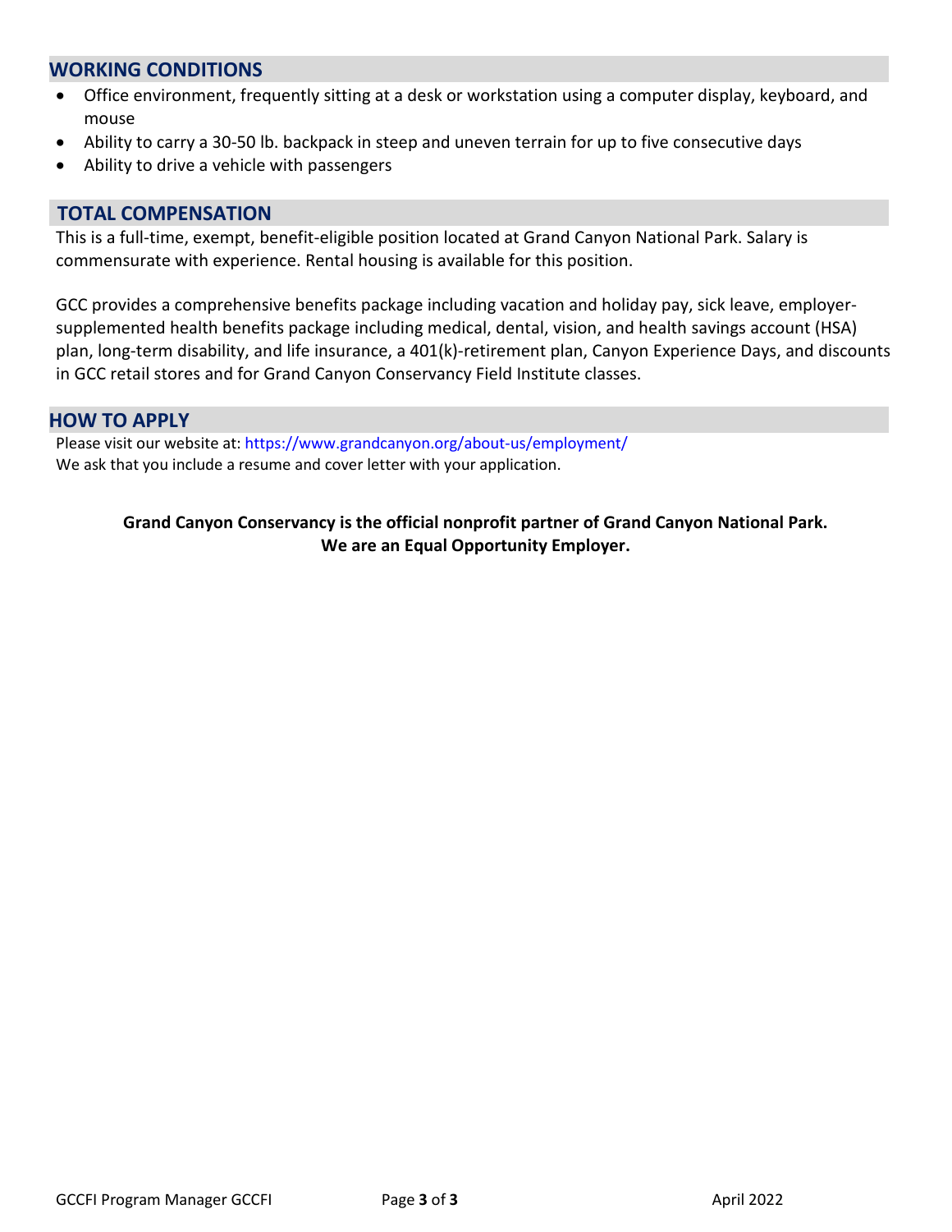## WORKING CONDITIONS

- Office environment, frequently sitting at a desk or workstation using a computer display, keyboard, and mouse
- Ability to carry a 30-50 lb. backpack in steep and uneven terrain for up to five consecutive days
- Ability to drive a vehicle with passengers

## TOTAL COMPENSATION

This is a full-time, exempt, benefit-eligible position located at Grand Canyon National Park. Salary is commensurate with experience. Rental housing is available for this position.

GCC provides a comprehensive benefits package including vacation and holiday pay, sick leave, employer-supplemented health benefits package including medical, dental, vision, and health savings account (HSA) plan, long-term disability, and life insurance, a 401(k)-retirement plan, Canyon Experience Days, and discounts in GCC retail stores and for Grand Canyon Conservancy Field Institute classes.

## HOW TO APPLY

Please visit our website at: https://www.grandcanyon.org/about-us/employment/
We ask that you include a resume and cover letter with your application.

**Grand Canyon Conservancy is the official nonprofit partner of Grand Canyon National Park.**
**We are an Equal Opportunity Employer.**